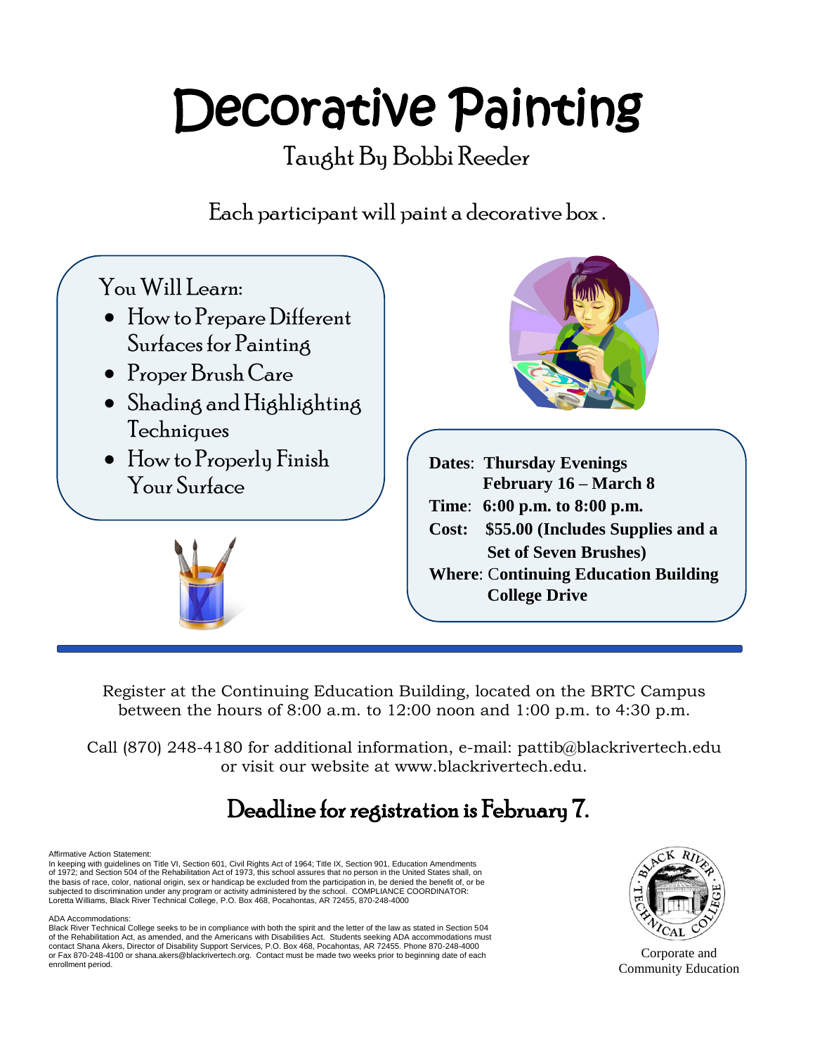# Decorative Painting

## Taught By Bobbi Reeder

Each participant will paint a decorative box .

You Will Learn:

- How to Prepare Different Surfaces for Painting
- Proper Brush Care
- Shading and Highlighting Techniques
- How to Properly Finish Your Surface

**Dates**: **Thursday Evenings February 16 – March 8**

**Time**: **6:00 p.m. to 8:00 p.m.**

**Cost:** **$55.00 (Includes Supplies and a Set of Seven Brushes)**

**Where**: **Continuing Education Building College Drive**

---

Register at the Continuing Education Building, located on the BRTC Campus between the hours of 8:00 a.m. to 12:00 noon and 1:00 p.m. to 4:30 p.m.

Call (870) 248-4180 for additional information, e-mail: pattib@blackrivertech.edu or visit our website at www.blackrivertech.edu.

## Deadline for registration is February 7.

Affirmative Action Statement:
In keeping with guidelines on Title VI, Section 601, Civil Rights Act of 1964; Title IX, Section 901, Education Amendments of 1972; and Section 504 of the Rehabilitation Act of 1973, this school assures that no person in the United States shall, on the basis of race, color, national origin, sex or handicap be excluded from the participation in, be denied the benefit of, or be subjected to discrimination under any program or activity administered by the school. COMPLIANCE COORDINATOR: Loretta Williams, Black River Technical College, P.O. Box 468, Pocahontas, AR 72455, 870-248-4000

ADA Accommodations:
Black River Technical College seeks to be in compliance with both the spirit and the letter of the law as stated in Section 504 of the Rehabilitation Act, as amended, and the Americans with Disabilities Act. Students seeking ADA accommodations must contact Shana Akers, Director of Disability Support Services, P.O. Box 468, Pocahontas, AR 72455. Phone 870-248-4000 or Fax 870-248-4100 or shana.akers@blackrivertech.org. Contact must be made two weeks prior to beginning date of each enrollment period.

Black River Technical College

Corporate and Community Education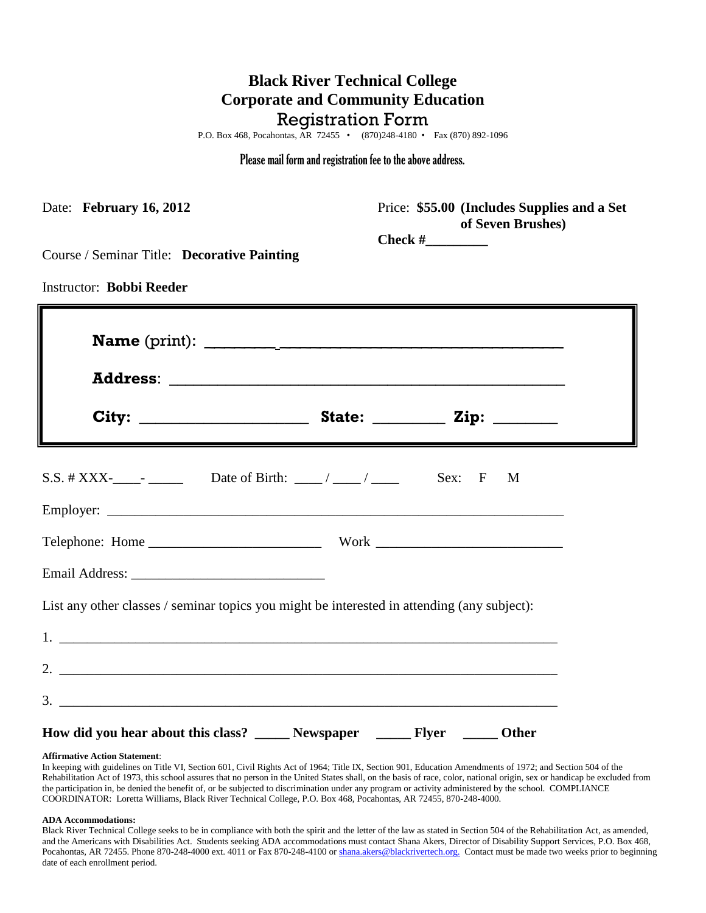# Black River Technical College
## Corporate and Community Education
## Registration Form

P.O. Box 468, Pocahontas, AR 72455 • (870)248-4180 • Fax (870) 892-1096

**Please mail form and registration fee to the above address.**

Date: **February 16, 2012**

Price: **$55.00 (Includes Supplies and a Set of Seven Brushes)**

**Check #_________**

Course / Seminar Title: **Decorative Painting**

Instructor: **Bobbi Reeder**

**Name** (print): ________________________________________

**Address**: ________________________________________

**City**: ____________________ **State**: _________ **Zip**: ________

S.S. # XXX-____- _____ Date of Birth: ____ / ____ / ____ Sex: F M

Employer: ________________________________________

Telephone: Home ________________________ Work __________________________

Email Address: ___________________________

List any other classes / seminar topics you might be interested in attending (any subject):

1. ________________________________________
2. ________________________________________
3. ________________________________________

**How did you hear about this class? _____ Newspaper _____ Flyer _____ Other**

**Affirmative Action Statement**:
In keeping with guidelines on Title VI, Section 601, Civil Rights Act of 1964; Title IX, Section 901, Education Amendments of 1972; and Section 504 of the Rehabilitation Act of 1973, this school assures that no person in the United States shall, on the basis of race, color, national origin, sex or handicap be excluded from the participation in, be denied the benefit of, or be subjected to discrimination under any program or activity administered by the school. COMPLIANCE COORDINATOR: Loretta Williams, Black River Technical College, P.O. Box 468, Pocahontas, AR 72455, 870-248-4000.

**ADA Accommodations:**
Black River Technical College seeks to be in compliance with both the spirit and the letter of the law as stated in Section 504 of the Rehabilitation Act, as amended, and the Americans with Disabilities Act. Students seeking ADA accommodations must contact Shana Akers, Director of Disability Support Services, P.O. Box 468, Pocahontas, AR 72455. Phone 870-248-4000 ext. 4011 or Fax 870-248-4100 or shana.akers@blackrivertech.org. Contact must be made two weeks prior to beginning date of each enrollment period.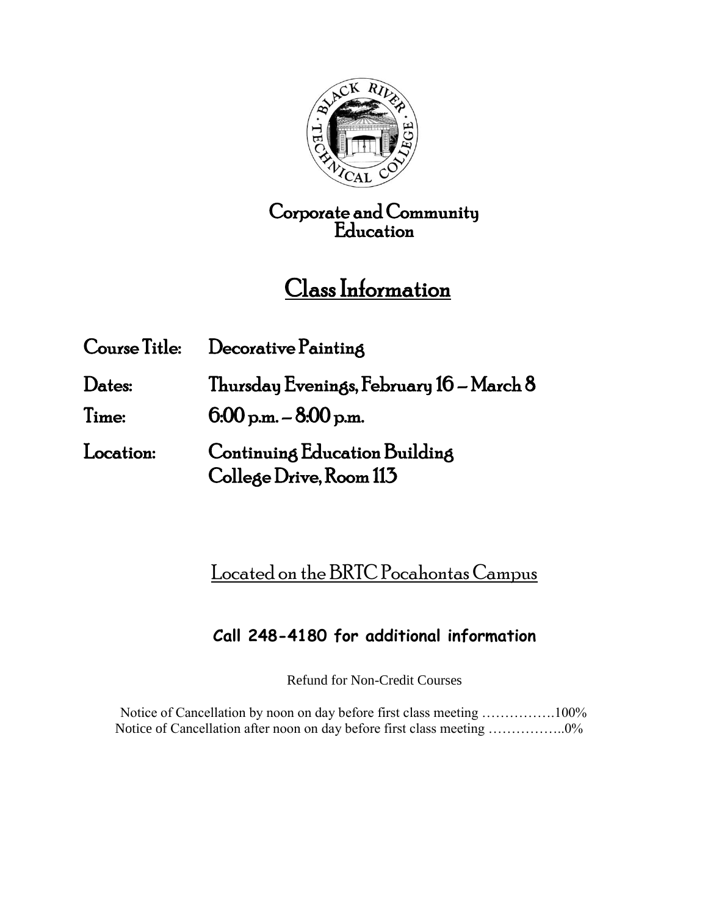BLACK RIVER · TECHNICAL COLLEGE

## Corporate and Community Education

# Class Information

| | |
|---|---|
| Course Title: | Decorative Painting |
| Dates: | Thursday Evenings, February 16 – March 8 |
| Time: | 6:00 p.m. – 8:00 p.m. |
| Location: | Continuing Education Building<br>College Drive, Room 113 |

Located on the BRTC Pocahontas Campus

**Call 248-4180 for additional information**

Refund for Non-Credit Courses

Notice of Cancellation by noon on day before first class meeting …………….100%
Notice of Cancellation after noon on day before first class meeting ……………..0%